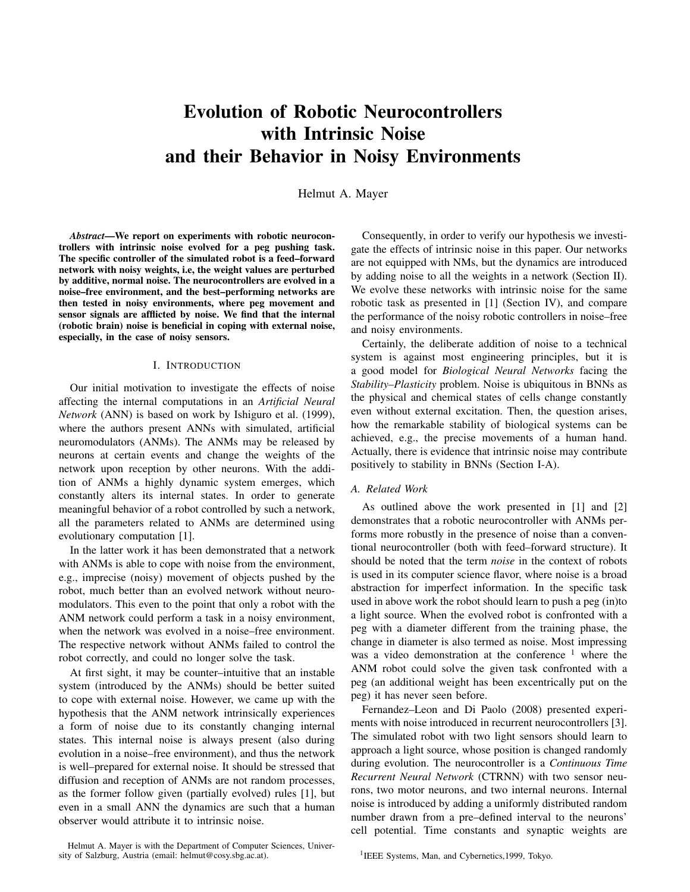# Evolution of Robotic Neurocontrollers with Intrinsic Noise and their Behavior in Noisy Environments

Helmut A. Mayer

***Abstract*—We report on experiments with robotic neurocontrollers with intrinsic noise evolved for a peg pushing task. The specific controller of the simulated robot is a feed–forward network with noisy weights, i.e, the weight values are perturbed by additive, normal noise. The neurocontrollers are evolved in a noise–free environment, and the best–performing networks are then tested in noisy environments, where peg movement and sensor signals are afflicted by noise. We find that the internal (robotic brain) noise is beneficial in coping with external noise, especially, in the case of noisy sensors.**

## I. Introduction

Our initial motivation to investigate the effects of noise affecting the internal computations in an *Artificial Neural Network* (ANN) is based on work by Ishiguro et al. (1999), where the authors present ANNs with simulated, artificial neuromodulators (ANMs). The ANMs may be released by neurons at certain events and change the weights of the network upon reception by other neurons. With the addition of ANMs a highly dynamic system emerges, which constantly alters its internal states. In order to generate meaningful behavior of a robot controlled by such a network, all the parameters related to ANMs are determined using evolutionary computation [1].

In the latter work it has been demonstrated that a network with ANMs is able to cope with noise from the environment, e.g., imprecise (noisy) movement of objects pushed by the robot, much better than an evolved network without neuromodulators. This even to the point that only a robot with the ANM network could perform a task in a noisy environment, when the network was evolved in a noise–free environment. The respective network without ANMs failed to control the robot correctly, and could no longer solve the task.

At first sight, it may be counter–intuitive that an instable system (introduced by the ANMs) should be better suited to cope with external noise. However, we came up with the hypothesis that the ANM network intrinsically experiences a form of noise due to its constantly changing internal states. This internal noise is always present (also during evolution in a noise–free environment), and thus the network is well–prepared for external noise. It should be stressed that diffusion and reception of ANMs are not random processes, as the former follow given (partially evolved) rules [1], but even in a small ANN the dynamics are such that a human observer would attribute it to intrinsic noise.

Consequently, in order to verify our hypothesis we investigate the effects of intrinsic noise in this paper. Our networks are not equipped with NMs, but the dynamics are introduced by adding noise to all the weights in a network (Section II). We evolve these networks with intrinsic noise for the same robotic task as presented in [1] (Section IV), and compare the performance of the noisy robotic controllers in noise–free and noisy environments.

Certainly, the deliberate addition of noise to a technical system is against most engineering principles, but it is a good model for *Biological Neural Networks* facing the *Stability–Plasticity* problem. Noise is ubiquitous in BNNs as the physical and chemical states of cells change constantly even without external excitation. Then, the question arises, how the remarkable stability of biological systems can be achieved, e.g., the precise movements of a human hand. Actually, there is evidence that intrinsic noise may contribute positively to stability in BNNs (Section I-A).

### A. Related Work

As outlined above the work presented in [1] and [2] demonstrates that a robotic neurocontroller with ANMs performs more robustly in the presence of noise than a conventional neurocontroller (both with feed–forward structure). It should be noted that the term *noise* in the context of robots is used in its computer science flavor, where noise is a broad abstraction for imperfect information. In the specific task used in above work the robot should learn to push a peg (in)to a light source. When the evolved robot is confronted with a peg with a diameter different from the training phase, the change in diameter is also termed as noise. Most impressing was a video demonstration at the conference [1] where the ANM robot could solve the given task confronted with a peg (an additional weight has been eccentrically put on the peg) it has never seen before.

Fernandez–Leon and Di Paolo (2008) presented experiments with noise introduced in recurrent neurocontrollers [3]. The simulated robot with two light sensors should learn to approach a light source, whose position is changed randomly during evolution. The neurocontroller is a *Continuous Time Recurrent Neural Network* (CTRNN) with two sensor neurons, two motor neurons, and two internal neurons. Internal noise is introduced by adding a uniformly distributed random number drawn from a pre–defined interval to the neurons' cell potential. Time constants and synaptic weights are

Helmut A. Mayer is with the Department of Computer Sciences, University of Salzburg, Austria (email: helmut@cosy.sbg.ac.at).

[1] IEEE Systems, Man, and Cybernetics,1999, Tokyo.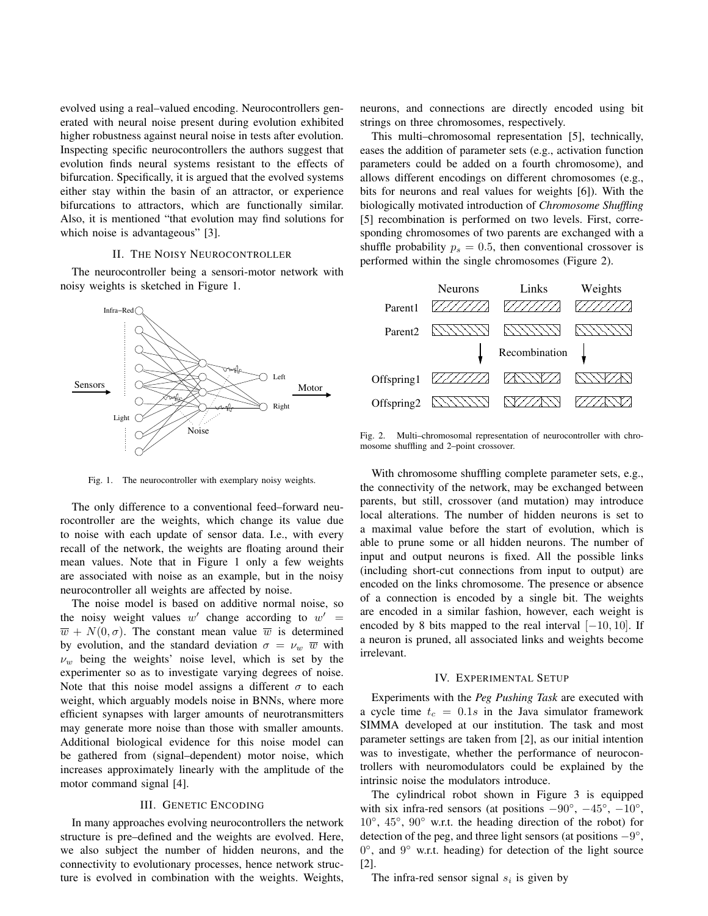evolved using a real–valued encoding. Neurocontrollers generated with neural noise present during evolution exhibited higher robustness against neural noise in tests after evolution. Inspecting specific neurocontrollers the authors suggest that evolution finds neural systems resistant to the effects of bifurcation. Specifically, it is argued that the evolved systems either stay within the basin of an attractor, or experience bifurcations to attractors, which are functionally similar. Also, it is mentioned "that evolution may find solutions for which noise is advantageous" [3].

## II. The Noisy Neurocontroller

The neurocontroller being a sensori-motor network with noisy weights is sketched in Figure 1.

Fig. 1. The neurocontroller with exemplary noisy weights.

The only difference to a conventional feed–forward neurocontroller are the weights, which change its value due to noise with each update of sensor data. I.e., with every recall of the network, the weights are floating around their mean values. Note that in Figure 1 only a few weights are associated with noise as an example, but in the noisy neurocontroller all weights are affected by noise.

The noise model is based on additive normal noise, so the noisy weight values $w'$ change according to $w' = \overline{w} + N(0, \sigma)$. The constant mean value $\overline{w}$ is determined by evolution, and the standard deviation $\sigma = \nu_w \ \overline{w}$ with $\nu_w$ being the weights' noise level, which is set by the experimenter so as to investigate varying degrees of noise. Note that this noise model assigns a different $\sigma$ to each weight, which arguably models noise in BNNs, where more efficient synapses with larger amounts of neurotransmitters may generate more noise than those with smaller amounts. Additional biological evidence for this noise model can be gathered from (signal–dependent) motor noise, which increases approximately linearly with the amplitude of the motor command signal [4].

## III. Genetic Encoding

In many approaches evolving neurocontrollers the network structure is pre–defined and the weights are evolved. Here, we also subject the number of hidden neurons, and the connectivity to evolutionary processes, hence network structure is evolved in combination with the weights. Weights, neurons, and connections are directly encoded using bit strings on three chromosomes, respectively.

This multi–chromosomal representation [5], technically, eases the addition of parameter sets (e.g., activation function parameters could be added on a fourth chromosome), and allows different encodings on different chromosomes (e.g., bits for neurons and real values for weights [6]). With the biologically motivated introduction of *Chromosome Shuffling* [5] recombination is performed on two levels. First, corresponding chromosomes of two parents are exchanged with a shuffle probability $p_s = 0.5$, then conventional crossover is performed within the single chromosomes (Figure 2).

Fig. 2. Multi–chromosomal representation of neurocontroller with chromosome shuffling and 2–point crossover.

With chromosome shuffling complete parameter sets, e.g., the connectivity of the network, may be exchanged between parents, but still, crossover (and mutation) may introduce local alterations. The number of hidden neurons is set to a maximal value before the start of evolution, which is able to prune some or all hidden neurons. The number of input and output neurons is fixed. All the possible links (including short-cut connections from input to output) are encoded on the links chromosome. The presence or absence of a connection is encoded by a single bit. The weights are encoded in a similar fashion, however, each weight is encoded by 8 bits mapped to the real interval $[-10, 10]$. If a neuron is pruned, all associated links and weights become irrelevant.

## IV. Experimental Setup

Experiments with the *Peg Pushing Task* are executed with a cycle time $t_c = 0.1s$ in the Java simulator framework SIMMA developed at our institution. The task and most parameter settings are taken from [2], as our initial intention was to investigate, whether the performance of neurocontrollers with neuromodulators could be explained by the intrinsic noise the modulators introduce.

The cylindrical robot shown in Figure 3 is equipped with six infra-red sensors (at positions $-90°$, $-45°$, $-10°$, $10°$, $45°$, $90°$ w.r.t. the heading direction of the robot) for detection of the peg, and three light sensors (at positions $-9°$, $0°$, and $9°$ w.r.t. heading) for detection of the light source [2].

The infra-red sensor signal $s_i$ is given by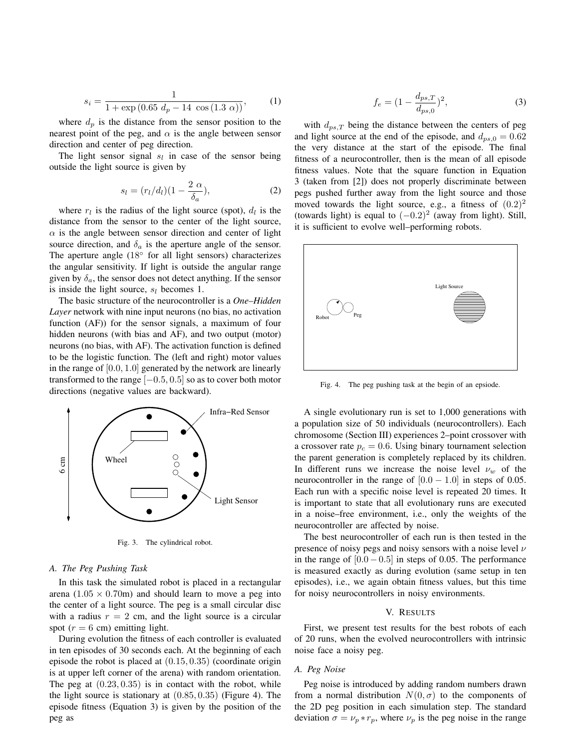$$s_i = \frac{1}{1 + \exp\left(0.65\ d_p - 14\ \cos\left(1.3\ \alpha\right)\right)}, \tag{1}$$

where $d_p$ is the distance from the sensor position to the nearest point of the peg, and $\alpha$ is the angle between sensor direction and center of peg direction.

The light sensor signal $s_l$ in case of the sensor being outside the light source is given by

$$s_l = (r_l/d_l)(1 - \frac{2\ \alpha}{\delta_a}), \tag{2}$$

where $r_l$ is the radius of the light source (spot), $d_l$ is the distance from the sensor to the center of the light source, $\alpha$ is the angle between sensor direction and center of light source direction, and $\delta_a$ is the aperture angle of the sensor. The aperture angle (18° for all light sensors) characterizes the angular sensitivity. If light is outside the angular range given by $\delta_a$, the sensor does not detect anything. If the sensor is inside the light source, $s_l$ becomes 1.

The basic structure of the neurocontroller is a ***One–Hidden Layer*** network with nine input neurons (no bias, no activation function (AF)) for the sensor signals, a maximum of four hidden neurons (with bias and AF), and two output (motor) neurons (no bias, with AF). The activation function is defined to be the logistic function. The (left and right) motor values in the range of $[0.0, 1.0]$ generated by the network are linearly transformed to the range $[-0.5, 0.5]$ so as to cover both motor directions (negative values are backward).

Fig. 3. The cylindrical robot.

### A. The Peg Pushing Task

In this task the simulated robot is placed in a rectangular arena ($1.05 \times 0.70$m) and should learn to move a peg into the center of a light source. The peg is a small circular disc with a radius $r = 2$ cm, and the light source is a circular spot ($r = 6$ cm) emitting light.

During evolution the fitness of each controller is evaluated in ten episodes of 30 seconds each. At the beginning of each episode the robot is placed at $(0.15, 0.35)$ (coordinate origin is at upper left corner of the arena) with random orientation. The peg at $(0.23, 0.35)$ is in contact with the robot, while the light source is stationary at $(0.85, 0.35)$ (Figure 4). The episode fitness (Equation 3) is given by the position of the peg as

$$f_e = (1 - \frac{d_{ps,T}}{d_{ps,0}})^2, \tag{3}$$

with $d_{ps,T}$ being the distance between the centers of peg and light source at the end of the episode, and $d_{ps,0} = 0.62$ the very distance at the start of the episode. The final fitness of a neurocontroller, then is the mean of all episode fitness values. Note that the square function in Equation 3 (taken from [2]) does not properly discriminate between pegs pushed further away from the light source and those moved towards the light source, e.g., a fitness of $(0.2)^2$ (towards light) is equal to $(-0.2)^2$ (away from light). Still, it is sufficient to evolve well–performing robots.

Fig. 4. The peg pushing task at the begin of an epsiode.

A single evolutionary run is set to 1,000 generations with a population size of 50 individuals (neurocontrollers). Each chromosome (Section III) experiences 2–point crossover with a crossover rate $p_c = 0.6$. Using binary tournament selection the parent generation is completely replaced by its children. In different runs we increase the noise level $\nu_w$ of the neurocontroller in the range of $[0.0 - 1.0]$ in steps of 0.05. Each run with a specific noise level is repeated 20 times. It is important to state that all evolutionary runs are executed in a noise–free environment, i.e., only the weights of the neurocontroller are affected by noise.

The best neurocontroller of each run is then tested in the presence of noisy pegs and noisy sensors with a noise level $\nu$ in the range of $[0.0 - 0.5]$ in steps of 0.05. The performance is measured exactly as during evolution (same setup in ten episodes), i.e., we again obtain fitness values, but this time for noisy neurocontrollers in noisy environments.

## V. Results

First, we present test results for the best robots of each of 20 runs, when the evolved neurocontrollers with intrinsic noise face a noisy peg.

### A. Peg Noise

Peg noise is introduced by adding random numbers drawn from a normal distribution $N(0, \sigma)$ to the components of the 2D peg position in each simulation step. The standard deviation $\sigma = \nu_p * r_p$, where $\nu_p$ is the peg noise in the range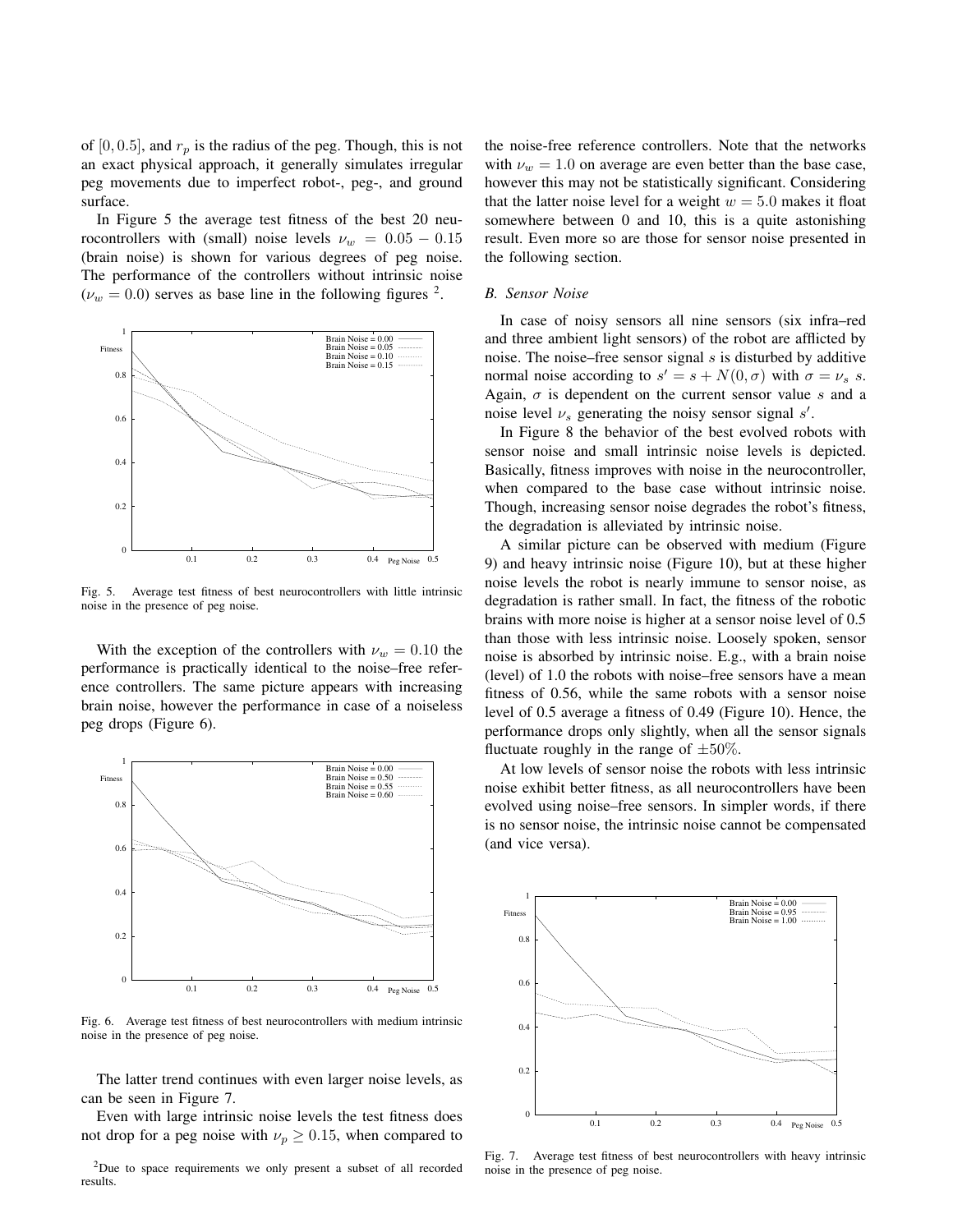of $[0, 0.5]$, and $r_p$ is the radius of the peg. Though, this is not an exact physical approach, it generally simulates irregular peg movements due to imperfect robot-, peg-, and ground surface.

In Figure 5 the average test fitness of the best 20 neurocontrollers with (small) noise levels $\nu_w = 0.05 - 0.15$ (brain noise) is shown for various degrees of peg noise. The performance of the controllers without intrinsic noise ($\nu_w = 0.0$) serves as base line in the following figures [2].

Fig. 5. Average test fitness of best neurocontrollers with little intrinsic noise in the presence of peg noise.

With the exception of the controllers with $\nu_w = 0.10$ the performance is practically identical to the noise–free reference controllers. The same picture appears with increasing brain noise, however the performance in case of a noiseless peg drops (Figure 6).

Fig. 6. Average test fitness of best neurocontrollers with medium intrinsic noise in the presence of peg noise.

The latter trend continues with even larger noise levels, as can be seen in Figure 7.

Even with large intrinsic noise levels the test fitness does not drop for a peg noise with $\nu_p \geq 0.15$, when compared to the noise-free reference controllers. Note that the networks with $\nu_w = 1.0$ on average are even better than the base case, however this may not be statistically significant. Considering that the latter noise level for a weight $w = 5.0$ makes it float somewhere between 0 and 10, this is a quite astonishing result. Even more so are those for sensor noise presented in the following section.

### *B. Sensor Noise*

In case of noisy sensors all nine sensors (six infra–red and three ambient light sensors) of the robot are afflicted by noise. The noise–free sensor signal $s$ is disturbed by additive normal noise according to $s' = s + N(0, \sigma)$ with $\sigma = \nu_s\ s$. Again, $\sigma$ is dependent on the current sensor value $s$ and a noise level $\nu_s$ generating the noisy sensor signal $s'$.

In Figure 8 the behavior of the best evolved robots with sensor noise and small intrinsic noise levels is depicted. Basically, fitness improves with noise in the neurocontroller, when compared to the base case without intrinsic noise. Though, increasing sensor noise degrades the robot's fitness, the degradation is alleviated by intrinsic noise.

A similar picture can be observed with medium (Figure 9) and heavy intrinsic noise (Figure 10), but at these higher noise levels the robot is nearly immune to sensor noise, as degradation is rather small. In fact, the fitness of the robotic brains with more noise is higher at a sensor noise level of 0.5 than those with less intrinsic noise. Loosely spoken, sensor noise is absorbed by intrinsic noise. E.g., with a brain noise (level) of 1.0 the robots with noise–free sensors have a mean fitness of 0.56, while the same robots with a sensor noise level of 0.5 average a fitness of 0.49 (Figure 10). Hence, the performance drops only slightly, when all the sensor signals fluctuate roughly in the range of $\pm 50\%$.

At low levels of sensor noise the robots with less intrinsic noise exhibit better fitness, as all neurocontrollers have been evolved using noise–free sensors. In simpler words, if there is no sensor noise, the intrinsic noise cannot be compensated (and vice versa).

Fig. 7. Average test fitness of best neurocontrollers with heavy intrinsic noise in the presence of peg noise.

[2] Due to space requirements we only present a subset of all recorded results.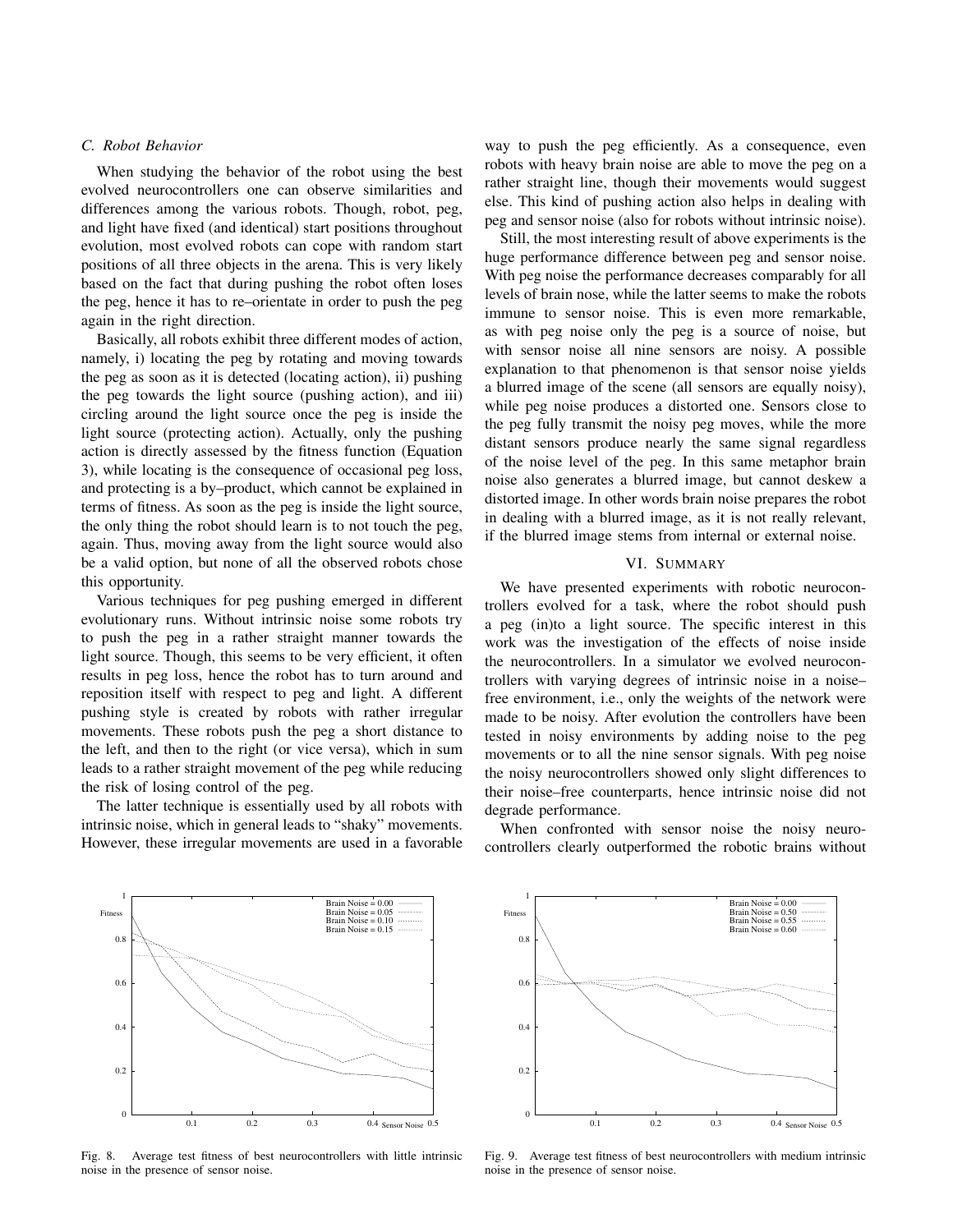### C. Robot Behavior

When studying the behavior of the robot using the best evolved neurocontrollers one can observe similarities and differences among the various robots. Though, robot, peg, and light have fixed (and identical) start positions throughout evolution, most evolved robots can cope with random start positions of all three objects in the arena. This is very likely based on the fact that during pushing the robot often loses the peg, hence it has to re–orientate in order to push the peg again in the right direction.

Basically, all robots exhibit three different modes of action, namely, i) locating the peg by rotating and moving towards the peg as soon as it is detected (locating action), ii) pushing the peg towards the light source (pushing action), and iii) circling around the light source once the peg is inside the light source (protecting action). Actually, only the pushing action is directly assessed by the fitness function (Equation 3), while locating is the consequence of occasional peg loss, and protecting is a by–product, which cannot be explained in terms of fitness. As soon as the peg is inside the light source, the only thing the robot should learn is to not touch the peg, again. Thus, moving away from the light source would also be a valid option, but none of all the observed robots chose this opportunity.

Various techniques for peg pushing emerged in different evolutionary runs. Without intrinsic noise some robots try to push the peg in a rather straight manner towards the light source. Though, this seems to be very efficient, it often results in peg loss, hence the robot has to turn around and reposition itself with respect to peg and light. A different pushing style is created by robots with rather irregular movements. These robots push the peg a short distance to the left, and then to the right (or vice versa), which in sum leads to a rather straight movement of the peg while reducing the risk of losing control of the peg.

The latter technique is essentially used by all robots with intrinsic noise, which in general leads to "shaky" movements. However, these irregular movements are used in a favorable way to push the peg efficiently. As a consequence, even robots with heavy brain noise are able to move the peg on a rather straight line, though their movements would suggest else. This kind of pushing action also helps in dealing with peg and sensor noise (also for robots without intrinsic noise).

Still, the most interesting result of above experiments is the huge performance difference between peg and sensor noise. With peg noise the performance decreases comparably for all levels of brain nose, while the latter seems to make the robots immune to sensor noise. This is even more remarkable, as with peg noise only the peg is a source of noise, but with sensor noise all nine sensors are noisy. A possible explanation to that phenomenon is that sensor noise yields a blurred image of the scene (all sensors are equally noisy), while peg noise produces a distorted one. Sensors close to the peg fully transmit the noisy peg moves, while the more distant sensors produce nearly the same signal regardless of the noise level of the peg. In this same metaphor brain noise also generates a blurred image, but cannot deskew a distorted image. In other words brain noise prepares the robot in dealing with a blurred image, as it is not really relevant, if the blurred image stems from internal or external noise.

## VI. Summary

We have presented experiments with robotic neurocontrollers evolved for a task, where the robot should push a peg (in)to a light source. The specific interest in this work was the investigation of the effects of noise inside the neurocontrollers. In a simulator we evolved neurocontrollers with varying degrees of intrinsic noise in a noise–free environment, i.e., only the weights of the network were made to be noisy. After evolution the controllers have been tested in noisy environments by adding noise to the peg movements or to all the nine sensor signals. With peg noise the noisy neurocontrollers showed only slight differences to their noise–free counterparts, hence intrinsic noise did not degrade performance.

When confronted with sensor noise the noisy neurocontrollers clearly outperformed the robotic brains without

Fig. 8. Average test fitness of best neurocontrollers with little intrinsic noise in the presence of sensor noise.

Fig. 9. Average test fitness of best neurocontrollers with medium intrinsic noise in the presence of sensor noise.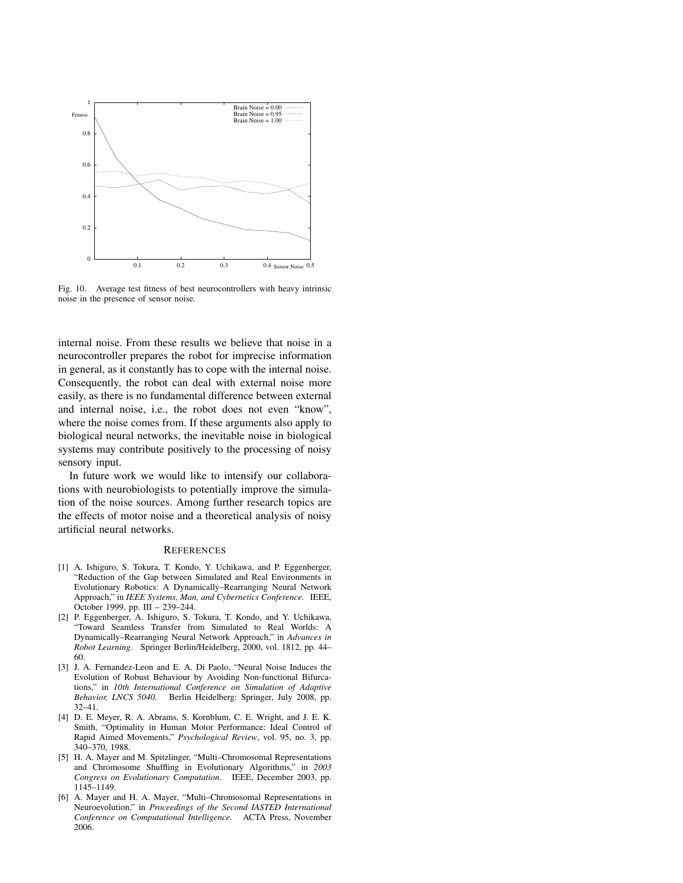1

Fitness

0.8

0.6

0.4

0.2

0

0.1

0.2

0.3

0.4 Sensor Noise 0.5

Brain Noise = 0.00

Brain Noise = 0.95

Brain Noise = 1.00

Fig. 10. Average test fitness of best neurocontrollers with heavy intrinsic noise in the presence of sensor noise.

internal noise. From these results we believe that noise in a neurocontroller prepares the robot for imprecise information in general, as it constantly has to cope with the internal noise. Consequently, the robot can deal with external noise more easily, as there is no fundamental difference between external and internal noise, i.e., the robot does not even "know", where the noise comes from. If these arguments also apply to biological neural networks, the inevitable noise in biological systems may contribute positively to the processing of noisy sensory input.

In future work we would like to intensify our collaborations with neurobiologists to potentially improve the simulation of the noise sources. Among further research topics are the effects of motor noise and a theoretical analysis of noisy artificial neural networks.

## References

[1] A. Ishiguro, S. Tokura, T. Kondo, Y. Uchikawa, and P. Eggenberger, "Reduction of the Gap between Simulated and Real Environments in Evolutionary Robotics: A Dynamically–Rearranging Neural Network Approach," in *IEEE Systems, Man, and Cybernetics Conference*. IEEE, October 1999, pp. III – 239–244.

[2] P. Eggenberger, A. Ishiguro, S. Tokura, T. Kondo, and Y. Uchikawa, "Toward Seamless Transfer from Simulated to Real Worlds: A Dynamically–Rearranging Neural Network Approach," in *Advances in Robot Learning*. Springer Berlin/Heidelberg, 2000, vol. 1812, pp. 44–60.

[3] J. A. Fernandez-Leon and E. A. Di Paolo, "Neural Noise Induces the Evolution of Robust Behaviour by Avoiding Non-functional Bifurcations," in *10th International Conference on Simulation of Adaptive Behavior, LNCS 5040*. Berlin Heidelberg: Springer, July 2008, pp. 32–41.

[4] D. E. Meyer, R. A. Abrams, S. Kornblum, C. E. Wright, and J. E. K. Smith, "Optimality in Human Motor Performance: Ideal Control of Rapid Aimed Movements," *Psychological Review*, vol. 95, no. 3, pp. 340–370, 1988.

[5] H. A. Mayer and M. Spitzlinger, "Multi–Chromosomal Representations and Chromosome Shuffling in Evolutionary Algorithms," in *2003 Congress on Evolutionary Computation*. IEEE, December 2003, pp. 1145–1149.

[6] A. Mayer and H. A. Mayer, "Multi–Chromosomal Representations in Neuroevolution," in *Proceedings of the Second IASTED International Conference on Computational Intelligence*. ACTA Press, November 2006.